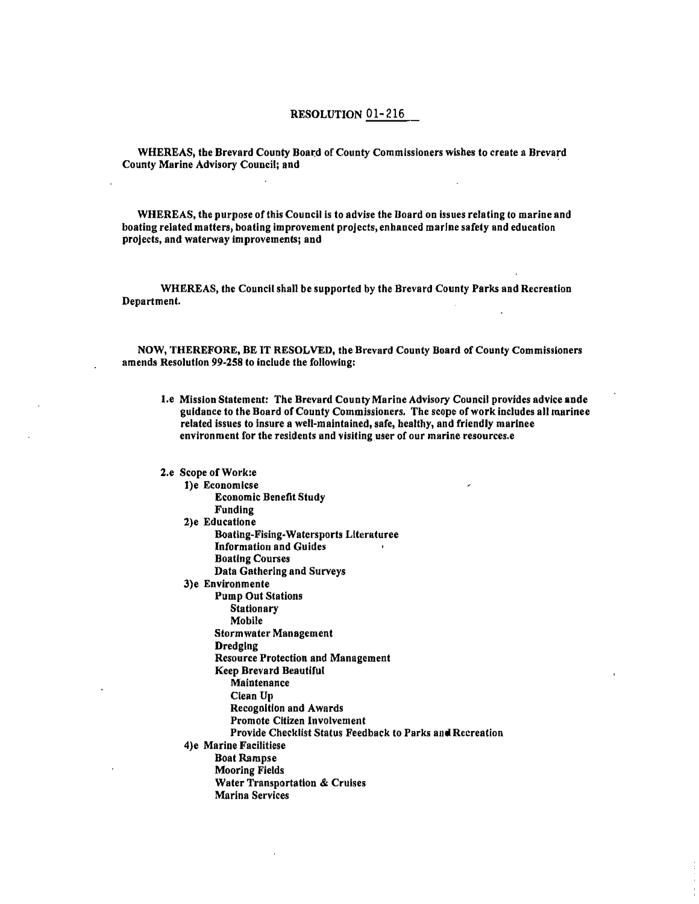# RESOLUTION 01-216

WHEREAS, the Brevard County Board of County Commissioners wishes to create a Brevard County Marine Advisory Council; and

WHEREAS, the purpose of this Council is to advise the Board on issues relating to marine and boating related matters, boating improvement projects, enhanced marine safety and education projects, and waterway improvements; and

WHEREAS, the Council shall be supported by the Brevard County Parks and Recreation Department.

NOW, THEREFORE, BE IT RESOLVED, the Brevard County Board of County Commissioners amends Resolution 99-258 to include the following:

1.e Mission Statement: The Brevard County Marine Advisory Council provides advice ande guidance to the Board of County Commissioners. The scope of work includes all marinee related issues to insure a well-maintained, safe, healthy, and friendly marinee environment for the residents and visiting user of our marine resources.e

2.e Scope of Work:e

- 1)e Economicse
  - Economic Benefit Study
  - Funding
- 2)e Educatione
  - Boating-Fising-Watersports Literaturee
  - Information and Guides
  - Boating Courses
  - Data Gathering and Surveys
- 3)e Environmente
  - Pump Out Stations
    - Stationary
    - Mobile
  - Stormwater Management
  - Dredging
  - Resource Protection and Management
  - Keep Brevard Beautiful
    - Maintenance
    - Clean Up
    - Recognition and Awards
    - Promote Citizen Involvement
    - Provide Checklist Status Feedback to Parks and Recreation
- 4)e Marine Facilitiese
  - Boat Rampse
  - Mooring Fields
  - Water Transportation & Cruises
  - Marina Services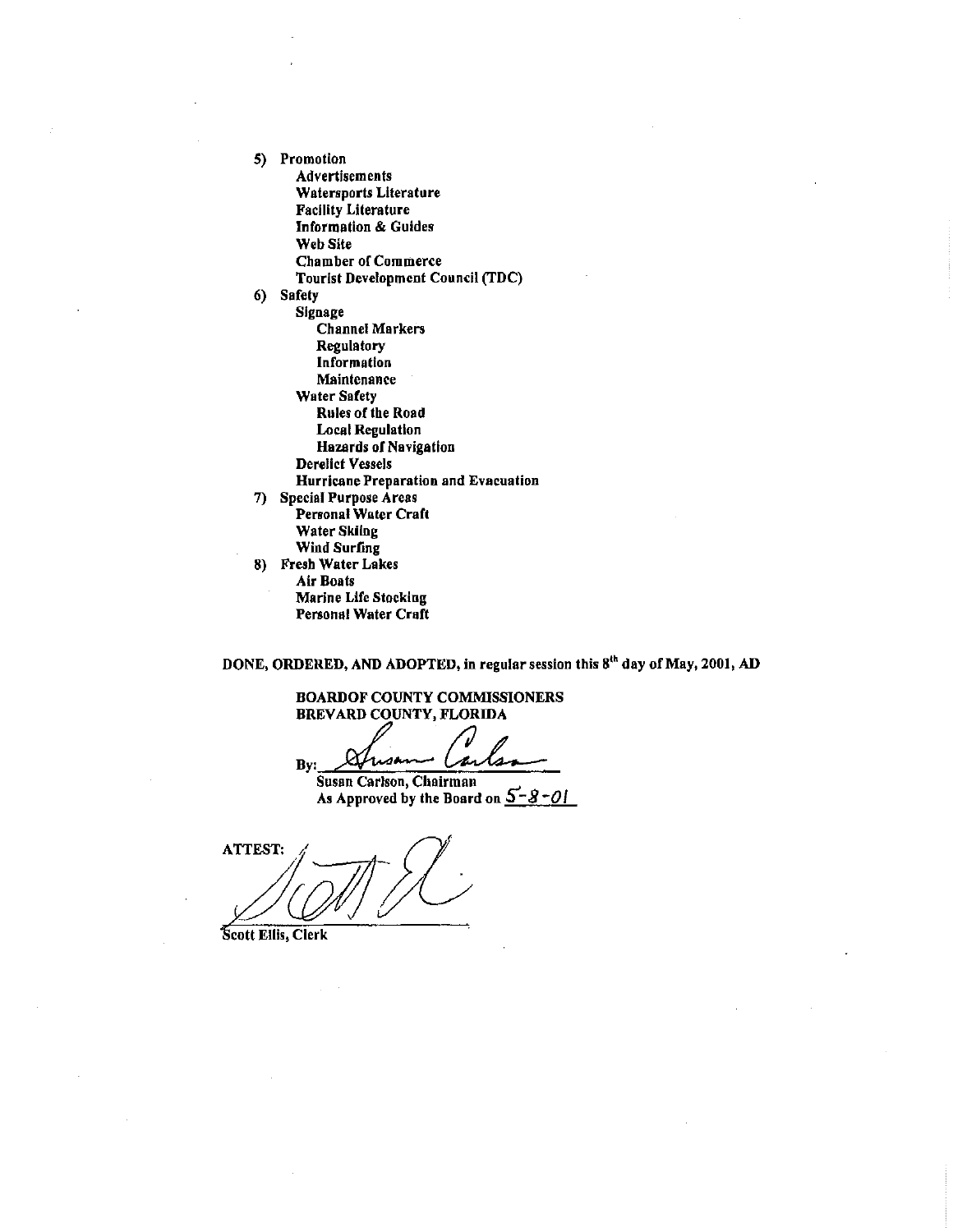5) Promotion
   - Advertisements
   - Watersports Literature
   - Facility Literature
   - Information & Guides
   - Web Site
   - Chamber of Commerce
   - Tourist Development Council (TDC)
6) Safety
   - Signage
     - Channel Markers
     - Regulatory
     - Information
     - Maintenance
   - Water Safety
     - Rules of the Road
     - Local Regulation
     - Hazards of Navigation
   - Derelict Vessels
   - Hurricane Preparation and Evacuation
7) Special Purpose Areas
   - Personal Water Craft
   - Water Skiing
   - Wind Surfing
8) Fresh Water Lakes
   - Air Boats
   - Marine Life Stocking
   - Personal Water Craft

**DONE, ORDERED, AND ADOPTED, in regular session this 8th day of May, 2001, AD**

**BOARDOF COUNTY COMMISSIONERS**
**BREVARD COUNTY, FLORIDA**

By: Susan Carlson

Susan Carlson, Chairman
As Approved by the Board on 5-8-01

ATTEST:

Scott Ellis, Clerk